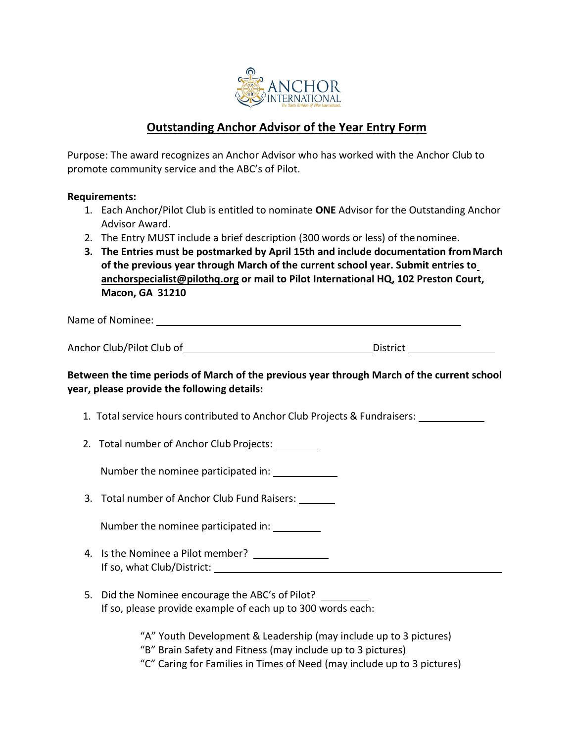## Outstanding Anchor Advisor of the Year Entry Form

Purpose: The award recognizes an Anchor Advisor who has worked with the Anchor Club to promote community service and the ABC's of Pilot.

**Requirements:**

1. Each Anchor/Pilot Club is entitled to nominate **ONE** Advisor for the Outstanding Anchor Advisor Award.
2. The Entry MUST include a brief description (300 words or less) of the nominee.
3. **The Entries must be postmarked by April 15th and include documentation from March of the previous year through March of the current school year. Submit entries to anchorspecialist@pilothq.org or mail to Pilot International HQ, 102 Preston Court, Macon, GA 31210**

Name of Nominee: ______________________________

Anchor Club/Pilot Club of ______________________ District __________

**Between the time periods of March of the previous year through March of the current school year, please provide the following details:**

1. Total service hours contributed to Anchor Club Projects & Fundraisers: __________
2. Total number of Anchor Club Projects: ________

   Number the nominee participated in: __________
3. Total number of Anchor Club Fund Raisers: ______

   Number the nominee participated in: ________
4. Is the Nominee a Pilot member? __________

   If so, what Club/District: ______________________________
5. Did the Nominee encourage the ABC's of Pilot? ________

   If so, please provide example of each up to 300 words each:

   "A" Youth Development & Leadership (may include up to 3 pictures)
   "B" Brain Safety and Fitness (may include up to 3 pictures)
   "C" Caring for Families in Times of Need (may include up to 3 pictures)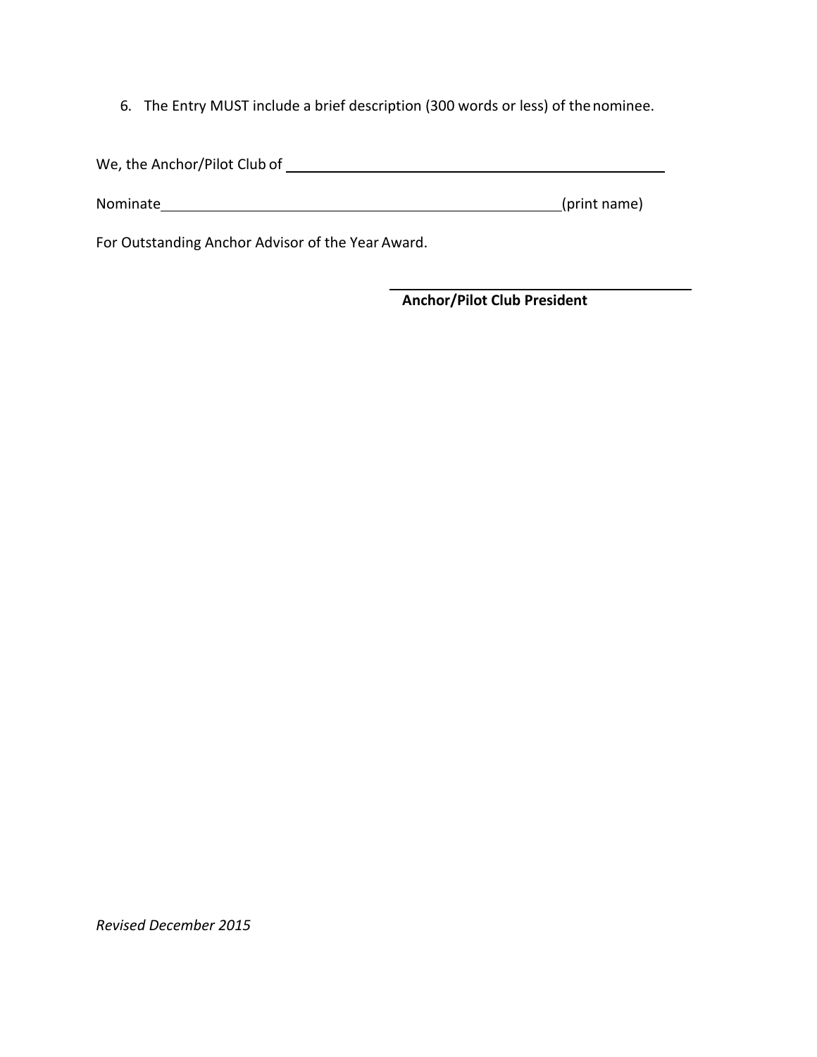6. The Entry MUST include a brief description (300 words or less) of the nominee.

We, the Anchor/Pilot Club of \_\_\_\_\_\_\_\_\_\_\_\_\_\_\_\_\_\_\_\_\_\_\_\_\_\_\_\_\_\_\_\_\_\_\_\_\_\_\_\_

Nominate\_\_\_\_\_\_\_\_\_\_\_\_\_\_\_\_\_\_\_\_\_\_\_\_\_\_\_\_\_\_\_\_\_\_\_\_\_\_\_\_\_\_\_\_(print name)

For Outstanding Anchor Advisor of the Year Award.

\_\_\_\_\_\_\_\_\_\_\_\_\_\_\_\_\_\_\_\_\_\_\_\_\_\_\_\_\_\_\_\_\_\_\_

**Anchor/Pilot Club President**

*Revised December 2015*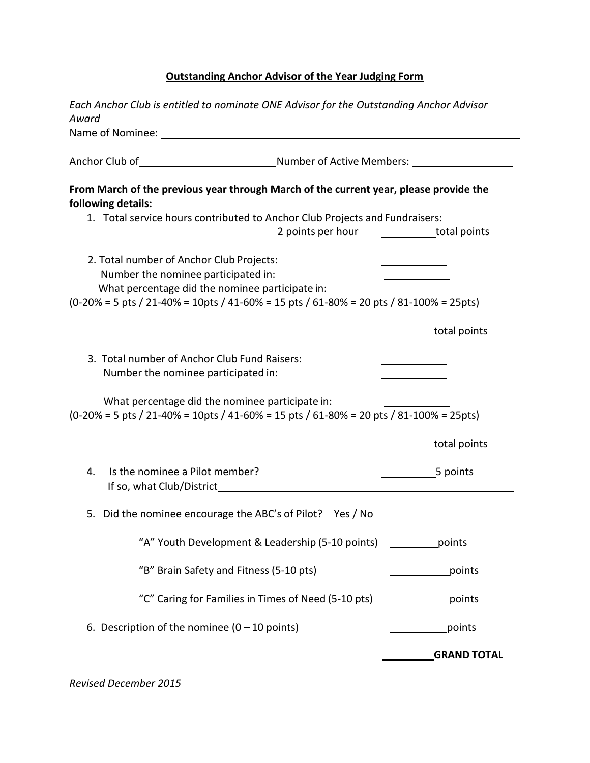**Outstanding Anchor Advisor of the Year Judging Form**

*Each Anchor Club is entitled to nominate ONE Advisor for the Outstanding Anchor Advisor Award*

Name of Nominee: ______________________________________________

Anchor Club of ______________________ Number of Active Members: ______________

**From March of the previous year through March of the current year, please provide the following details:**

1. Total service hours contributed to Anchor Club Projects and Fundraisers: _______
   2 points per hour ________ total points

2. Total number of Anchor Club Projects: ________
   Number the nominee participated in: ________
   What percentage did the nominee participate in: ________

(0-20% = 5 pts / 21-40% = 10pts / 41-60% = 15 pts / 61-80% = 20 pts / 81-100% = 25pts)

________ total points

3. Total number of Anchor Club Fund Raisers: ________
   Number the nominee participated in: ________

   What percentage did the nominee participate in: ________

(0-20% = 5 pts / 21-40% = 10pts / 41-60% = 15 pts / 61-80% = 20 pts / 81-100% = 25pts)

________ total points

4. Is the nominee a Pilot member? ________ 5 points
   If so, what Club/District ______________________________________________

5. Did the nominee encourage the ABC's of Pilot? Yes / No

   "A" Youth Development & Leadership (5-10 points) ________ points

   "B" Brain Safety and Fitness (5-10 pts) ________ points

   "C" Caring for Families in Times of Need (5-10 pts) ________ points

6. Description of the nominee (0 – 10 points) ________ points

________ **GRAND TOTAL**

*Revised December 2015*